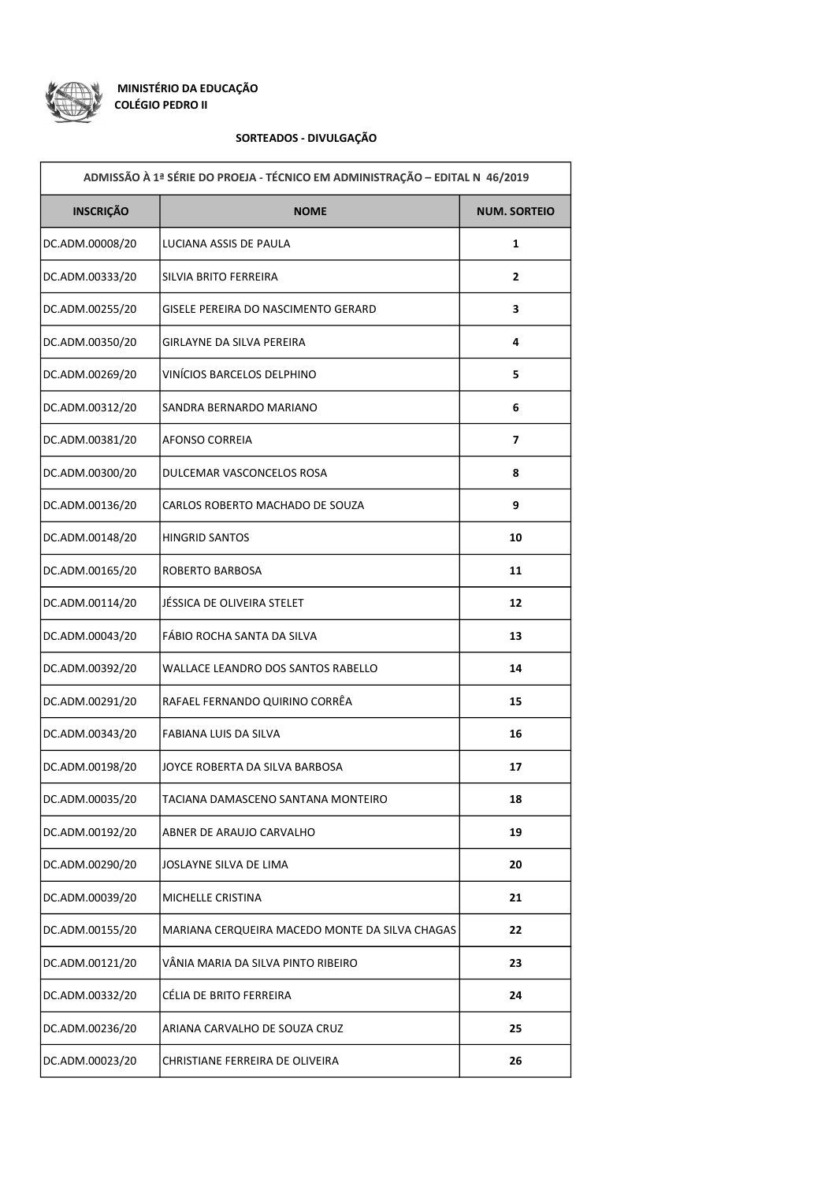**MINISTÉRIO DA EDUCAÇÃO**
**COLÉGIO PEDRO II**

**SORTEADOS - DIVULGAÇÃO**

| ADMISSÃO À 1ª SÉRIE DO PROEJA - TÉCNICO EM ADMINISTRAÇÃO – EDITAL N 46/2019 | | |
|---|---|---|
| **INSCRIÇÃO** | **NOME** | **NUM. SORTEIO** |
| DC.ADM.00008/20 | LUCIANA ASSIS DE PAULA | **1** |
| DC.ADM.00333/20 | SILVIA BRITO FERREIRA | **2** |
| DC.ADM.00255/20 | GISELE PEREIRA DO NASCIMENTO GERARD | **3** |
| DC.ADM.00350/20 | GIRLAYNE DA SILVA PEREIRA | **4** |
| DC.ADM.00269/20 | VINÍCIOS BARCELOS DELPHINO | **5** |
| DC.ADM.00312/20 | SANDRA BERNARDO MARIANO | **6** |
| DC.ADM.00381/20 | AFONSO CORREIA | **7** |
| DC.ADM.00300/20 | DULCEMAR VASCONCELOS ROSA | **8** |
| DC.ADM.00136/20 | CARLOS ROBERTO MACHADO DE SOUZA | **9** |
| DC.ADM.00148/20 | HINGRID SANTOS | **10** |
| DC.ADM.00165/20 | ROBERTO BARBOSA | **11** |
| DC.ADM.00114/20 | JÉSSICA DE OLIVEIRA STELET | **12** |
| DC.ADM.00043/20 | FÁBIO ROCHA SANTA DA SILVA | **13** |
| DC.ADM.00392/20 | WALLACE LEANDRO DOS SANTOS RABELLO | **14** |
| DC.ADM.00291/20 | RAFAEL FERNANDO QUIRINO CORRÊA | **15** |
| DC.ADM.00343/20 | FABIANA LUIS DA SILVA | **16** |
| DC.ADM.00198/20 | JOYCE ROBERTA DA SILVA BARBOSA | **17** |
| DC.ADM.00035/20 | TACIANA DAMASCENO SANTANA MONTEIRO | **18** |
| DC.ADM.00192/20 | ABNER DE ARAUJO CARVALHO | **19** |
| DC.ADM.00290/20 | JOSLAYNE SILVA DE LIMA | **20** |
| DC.ADM.00039/20 | MICHELLE CRISTINA | **21** |
| DC.ADM.00155/20 | MARIANA CERQUEIRA MACEDO MONTE DA SILVA CHAGAS | **22** |
| DC.ADM.00121/20 | VÂNIA MARIA DA SILVA PINTO RIBEIRO | **23** |
| DC.ADM.00332/20 | CÉLIA DE BRITO FERREIRA | **24** |
| DC.ADM.00236/20 | ARIANA CARVALHO DE SOUZA CRUZ | **25** |
| DC.ADM.00023/20 | CHRISTIANE FERREIRA DE OLIVEIRA | **26** |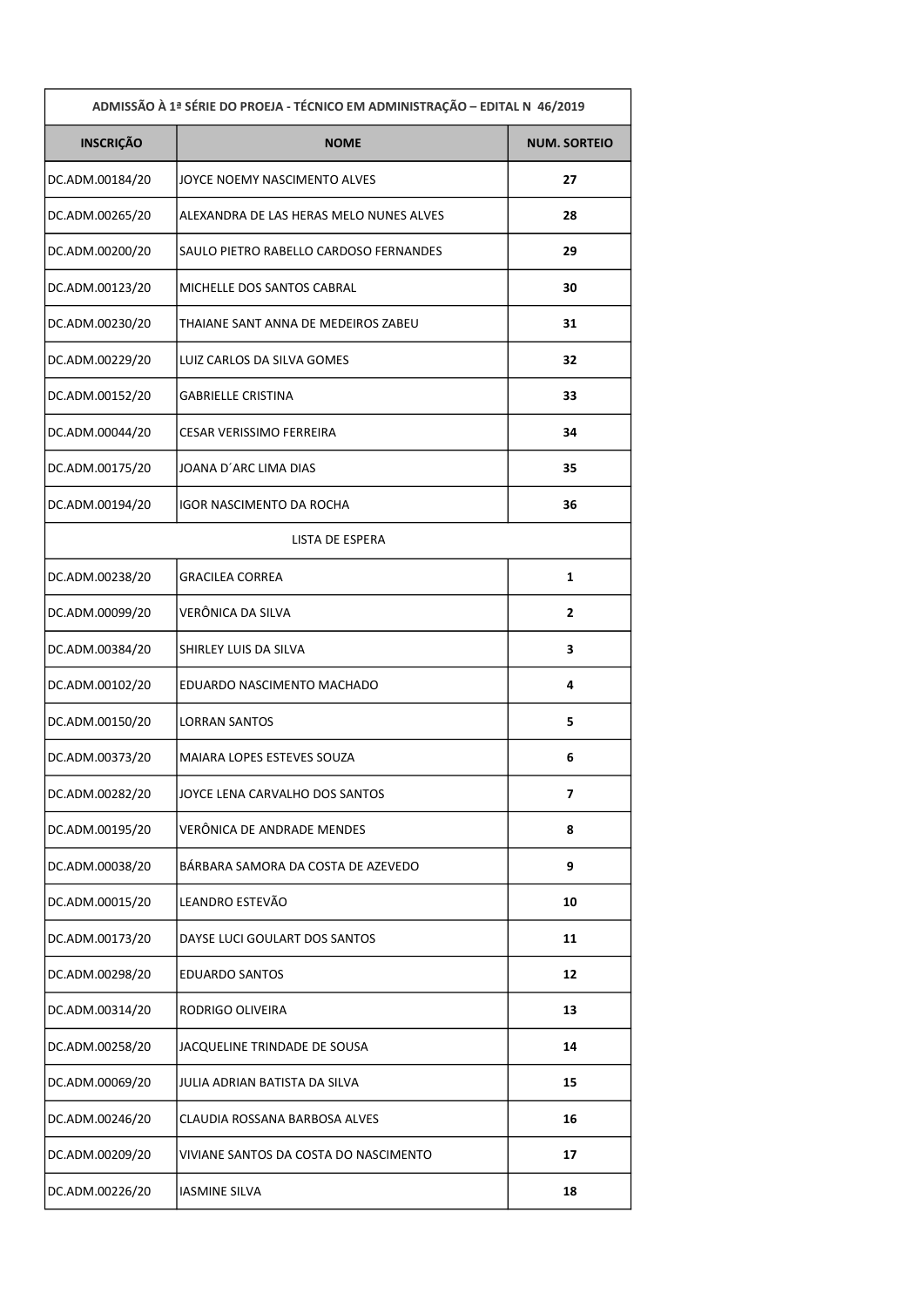| ADMISSÃO À 1ª SÉRIE DO PROEJA - TÉCNICO EM ADMINISTRAÇÃO – EDITAL N 46/2019 | | |
|---|---|---|
| **INSCRIÇÃO** | **NOME** | **NUM. SORTEIO** |
| DC.ADM.00184/20 | JOYCE NOEMY NASCIMENTO ALVES | **27** |
| DC.ADM.00265/20 | ALEXANDRA DE LAS HERAS MELO NUNES ALVES | **28** |
| DC.ADM.00200/20 | SAULO PIETRO RABELLO CARDOSO FERNANDES | **29** |
| DC.ADM.00123/20 | MICHELLE DOS SANTOS CABRAL | **30** |
| DC.ADM.00230/20 | THAIANE SANT ANNA DE MEDEIROS ZABEU | **31** |
| DC.ADM.00229/20 | LUIZ CARLOS DA SILVA GOMES | **32** |
| DC.ADM.00152/20 | GABRIELLE CRISTINA | **33** |
| DC.ADM.00044/20 | CESAR VERISSIMO FERREIRA | **34** |
| DC.ADM.00175/20 | JOANA D´ARC LIMA DIAS | **35** |
| DC.ADM.00194/20 | IGOR NASCIMENTO DA ROCHA | **36** |
| LISTA DE ESPERA | | |
| DC.ADM.00238/20 | GRACILEA CORREA | **1** |
| DC.ADM.00099/20 | VERÔNICA DA SILVA | **2** |
| DC.ADM.00384/20 | SHIRLEY LUIS DA SILVA | **3** |
| DC.ADM.00102/20 | EDUARDO NASCIMENTO MACHADO | **4** |
| DC.ADM.00150/20 | LORRAN SANTOS | **5** |
| DC.ADM.00373/20 | MAIARA LOPES ESTEVES SOUZA | **6** |
| DC.ADM.00282/20 | JOYCE LENA CARVALHO DOS SANTOS | **7** |
| DC.ADM.00195/20 | VERÔNICA DE ANDRADE MENDES | **8** |
| DC.ADM.00038/20 | BÁRBARA SAMORA DA COSTA DE AZEVEDO | **9** |
| DC.ADM.00015/20 | LEANDRO ESTEVÃO | **10** |
| DC.ADM.00173/20 | DAYSE LUCI GOULART DOS SANTOS | **11** |
| DC.ADM.00298/20 | EDUARDO SANTOS | **12** |
| DC.ADM.00314/20 | RODRIGO OLIVEIRA | **13** |
| DC.ADM.00258/20 | JACQUELINE TRINDADE DE SOUSA | **14** |
| DC.ADM.00069/20 | JULIA ADRIAN BATISTA DA SILVA | **15** |
| DC.ADM.00246/20 | CLAUDIA ROSSANA BARBOSA ALVES | **16** |
| DC.ADM.00209/20 | VIVIANE SANTOS DA COSTA DO NASCIMENTO | **17** |
| DC.ADM.00226/20 | IASMINE SILVA | **18** |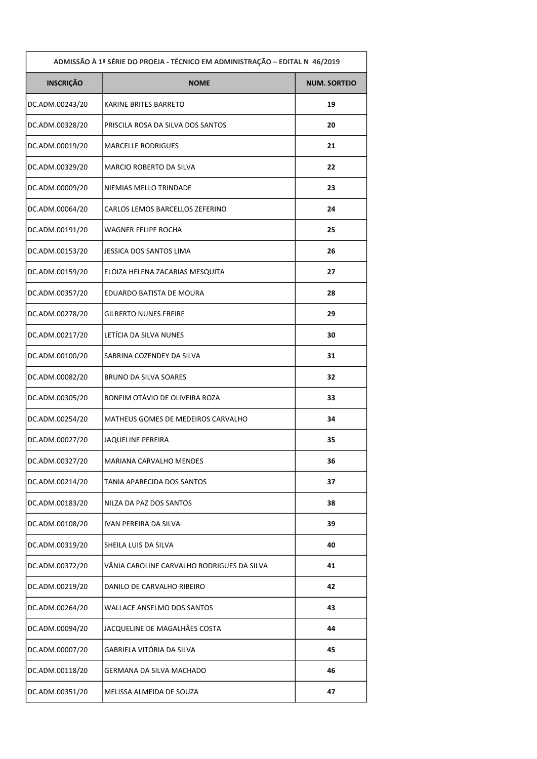| ADMISSÃO À 1ª SÉRIE DO PROEJA - TÉCNICO EM ADMINISTRAÇÃO – EDITAL N 46/2019 | | |
|---|---|---|
| **INSCRIÇÃO** | **NOME** | **NUM. SORTEIO** |
| DC.ADM.00243/20 | KARINE BRITES BARRETO | **19** |
| DC.ADM.00328/20 | PRISCILA ROSA DA SILVA DOS SANTOS | **20** |
| DC.ADM.00019/20 | MARCELLE RODRIGUES | **21** |
| DC.ADM.00329/20 | MARCIO ROBERTO DA SILVA | **22** |
| DC.ADM.00009/20 | NIEMIAS MELLO TRINDADE | **23** |
| DC.ADM.00064/20 | CARLOS LEMOS BARCELLOS ZEFERINO | **24** |
| DC.ADM.00191/20 | WAGNER FELIPE ROCHA | **25** |
| DC.ADM.00153/20 | JESSICA DOS SANTOS LIMA | **26** |
| DC.ADM.00159/20 | ELOIZA HELENA ZACARIAS MESQUITA | **27** |
| DC.ADM.00357/20 | EDUARDO BATISTA DE MOURA | **28** |
| DC.ADM.00278/20 | GILBERTO NUNES FREIRE | **29** |
| DC.ADM.00217/20 | LETÍCIA DA SILVA NUNES | **30** |
| DC.ADM.00100/20 | SABRINA COZENDEY DA SILVA | **31** |
| DC.ADM.00082/20 | BRUNO DA SILVA SOARES | **32** |
| DC.ADM.00305/20 | BONFIM OTÁVIO DE OLIVEIRA ROZA | **33** |
| DC.ADM.00254/20 | MATHEUS GOMES DE MEDEIROS CARVALHO | **34** |
| DC.ADM.00027/20 | JAQUELINE PEREIRA | **35** |
| DC.ADM.00327/20 | MARIANA CARVALHO MENDES | **36** |
| DC.ADM.00214/20 | TANIA APARECIDA DOS SANTOS | **37** |
| DC.ADM.00183/20 | NILZA DA PAZ DOS SANTOS | **38** |
| DC.ADM.00108/20 | IVAN PEREIRA DA SILVA | **39** |
| DC.ADM.00319/20 | SHEILA LUIS DA SILVA | **40** |
| DC.ADM.00372/20 | VÂNIA CAROLINE CARVALHO RODRIGUES DA SILVA | **41** |
| DC.ADM.00219/20 | DANILO DE CARVALHO RIBEIRO | **42** |
| DC.ADM.00264/20 | WALLACE ANSELMO DOS SANTOS | **43** |
| DC.ADM.00094/20 | JACQUELINE DE MAGALHÃES COSTA | **44** |
| DC.ADM.00007/20 | GABRIELA VITÓRIA DA SILVA | **45** |
| DC.ADM.00118/20 | GERMANA DA SILVA MACHADO | **46** |
| DC.ADM.00351/20 | MELISSA ALMEIDA DE SOUZA | **47** |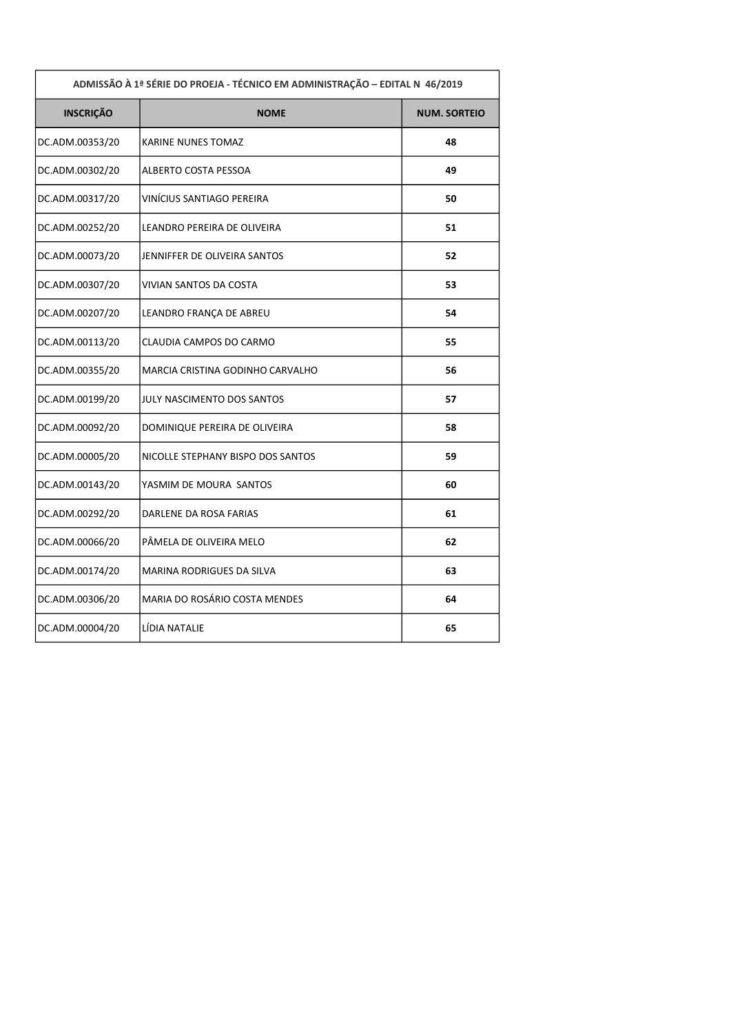| ADMISSÃO À 1ª SÉRIE DO PROEJA - TÉCNICO EM ADMINISTRAÇÃO – EDITAL N 46/2019 | | |
|---|---|---|
| **INSCRIÇÃO** | **NOME** | **NUM. SORTEIO** |
| DC.ADM.00353/20 | KARINE NUNES TOMAZ | **48** |
| DC.ADM.00302/20 | ALBERTO COSTA PESSOA | **49** |
| DC.ADM.00317/20 | VINÍCIUS SANTIAGO PEREIRA | **50** |
| DC.ADM.00252/20 | LEANDRO PEREIRA DE OLIVEIRA | **51** |
| DC.ADM.00073/20 | JENNIFFER DE OLIVEIRA SANTOS | **52** |
| DC.ADM.00307/20 | VIVIAN SANTOS DA COSTA | **53** |
| DC.ADM.00207/20 | LEANDRO FRANÇA DE ABREU | **54** |
| DC.ADM.00113/20 | CLAUDIA CAMPOS DO CARMO | **55** |
| DC.ADM.00355/20 | MARCIA CRISTINA GODINHO CARVALHO | **56** |
| DC.ADM.00199/20 | JULY NASCIMENTO DOS SANTOS | **57** |
| DC.ADM.00092/20 | DOMINIQUE PEREIRA DE OLIVEIRA | **58** |
| DC.ADM.00005/20 | NICOLLE STEPHANY BISPO DOS SANTOS | **59** |
| DC.ADM.00143/20 | YASMIM DE MOURA  SANTOS | **60** |
| DC.ADM.00292/20 | DARLENE DA ROSA FARIAS | **61** |
| DC.ADM.00066/20 | PÂMELA DE OLIVEIRA MELO | **62** |
| DC.ADM.00174/20 | MARINA RODRIGUES DA SILVA | **63** |
| DC.ADM.00306/20 | MARIA DO ROSÁRIO COSTA MENDES | **64** |
| DC.ADM.00004/20 | LÍDIA NATALIE | **65** |